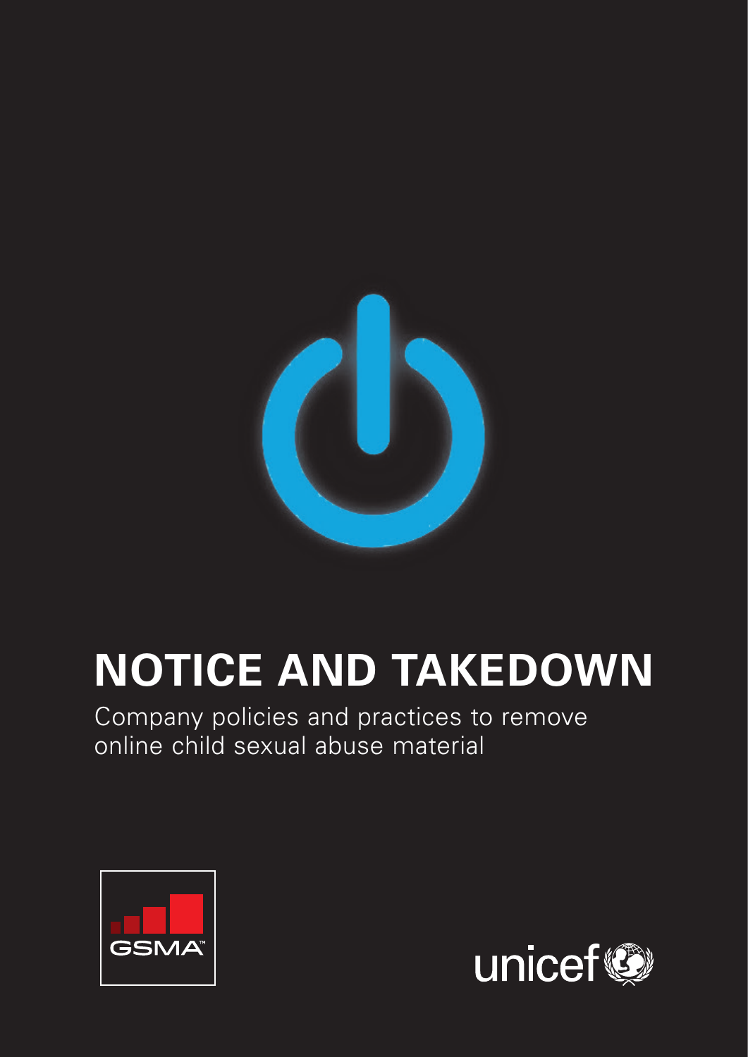# NOTICE AND TAKEDOWN

Company policies and practices to remove online child sexual abuse material

GSMA

unicef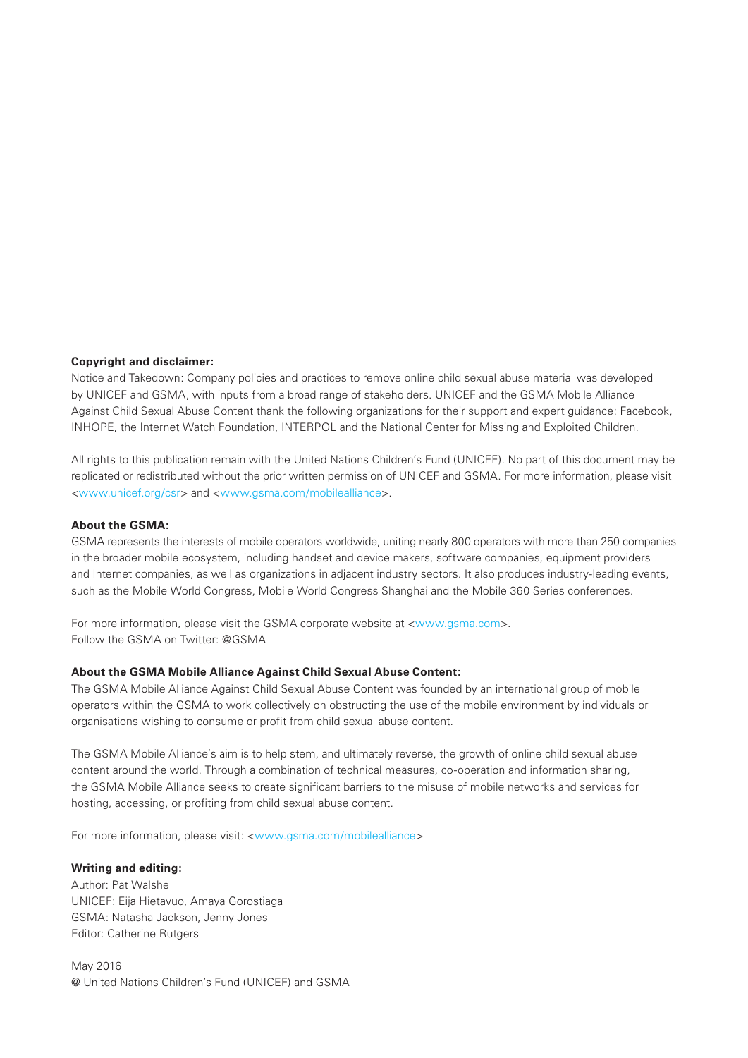**Copyright and disclaimer:**

Notice and Takedown: Company policies and practices to remove online child sexual abuse material was developed by UNICEF and GSMA, with inputs from a broad range of stakeholders. UNICEF and the GSMA Mobile Alliance Against Child Sexual Abuse Content thank the following organizations for their support and expert guidance: Facebook, INHOPE, the Internet Watch Foundation, INTERPOL and the National Center for Missing and Exploited Children.

All rights to this publication remain with the United Nations Children's Fund (UNICEF). No part of this document may be replicated or redistributed without the prior written permission of UNICEF and GSMA. For more information, please visit <www.unicef.org/csr> and <www.gsma.com/mobilealliance>.

**About the GSMA:**

GSMA represents the interests of mobile operators worldwide, uniting nearly 800 operators with more than 250 companies in the broader mobile ecosystem, including handset and device makers, software companies, equipment providers and Internet companies, as well as organizations in adjacent industry sectors. It also produces industry-leading events, such as the Mobile World Congress, Mobile World Congress Shanghai and the Mobile 360 Series conferences.

For more information, please visit the GSMA corporate website at <www.gsma.com>.
Follow the GSMA on Twitter: @GSMA

**About the GSMA Mobile Alliance Against Child Sexual Abuse Content:**

The GSMA Mobile Alliance Against Child Sexual Abuse Content was founded by an international group of mobile operators within the GSMA to work collectively on obstructing the use of the mobile environment by individuals or organisations wishing to consume or profit from child sexual abuse content.

The GSMA Mobile Alliance's aim is to help stem, and ultimately reverse, the growth of online child sexual abuse content around the world. Through a combination of technical measures, co-operation and information sharing, the GSMA Mobile Alliance seeks to create significant barriers to the misuse of mobile networks and services for hosting, accessing, or profiting from child sexual abuse content.

For more information, please visit: <www.gsma.com/mobilealliance>

**Writing and editing:**

Author: Pat Walshe
UNICEF: Eija Hietavuo, Amaya Gorostiaga
GSMA: Natasha Jackson, Jenny Jones
Editor: Catherine Rutgers

May 2016
@ United Nations Children's Fund (UNICEF) and GSMA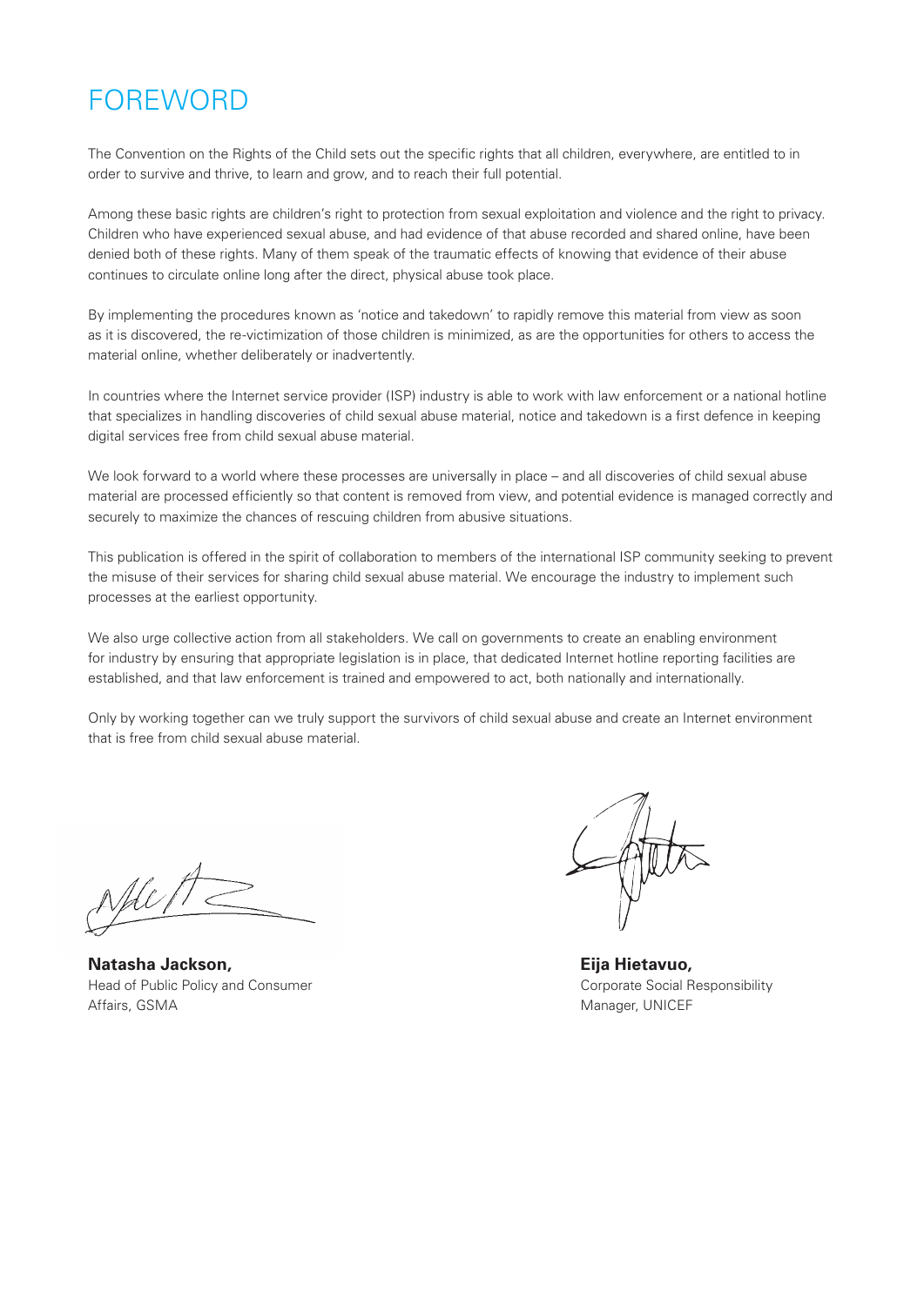# FOREWORD

The Convention on the Rights of the Child sets out the specific rights that all children, everywhere, are entitled to in order to survive and thrive, to learn and grow, and to reach their full potential.

Among these basic rights are children's right to protection from sexual exploitation and violence and the right to privacy. Children who have experienced sexual abuse, and had evidence of that abuse recorded and shared online, have been denied both of these rights. Many of them speak of the traumatic effects of knowing that evidence of their abuse continues to circulate online long after the direct, physical abuse took place.

By implementing the procedures known as 'notice and takedown' to rapidly remove this material from view as soon as it is discovered, the re-victimization of those children is minimized, as are the opportunities for others to access the material online, whether deliberately or inadvertently.

In countries where the Internet service provider (ISP) industry is able to work with law enforcement or a national hotline that specializes in handling discoveries of child sexual abuse material, notice and takedown is a first defence in keeping digital services free from child sexual abuse material.

We look forward to a world where these processes are universally in place – and all discoveries of child sexual abuse material are processed efficiently so that content is removed from view, and potential evidence is managed correctly and securely to maximize the chances of rescuing children from abusive situations.

This publication is offered in the spirit of collaboration to members of the international ISP community seeking to prevent the misuse of their services for sharing child sexual abuse material. We encourage the industry to implement such processes at the earliest opportunity.

We also urge collective action from all stakeholders. We call on governments to create an enabling environment for industry by ensuring that appropriate legislation is in place, that dedicated Internet hotline reporting facilities are established, and that law enforcement is trained and empowered to act, both nationally and internationally.

Only by working together can we truly support the survivors of child sexual abuse and create an Internet environment that is free from child sexual abuse material.

**Natasha Jackson,**
Head of Public Policy and Consumer Affairs, GSMA

**Eija Hietavuo,**
Corporate Social Responsibility Manager, UNICEF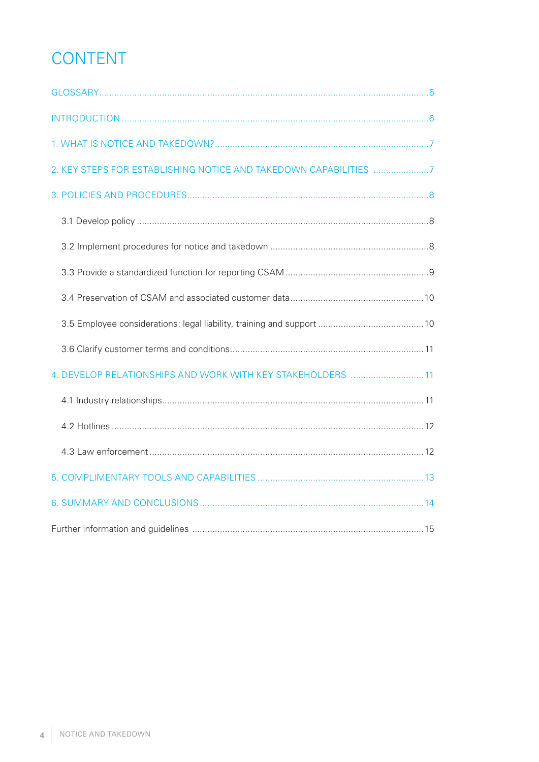# CONTENT

GLOSSARY ........................................................................................................................ 5

INTRODUCTION ................................................................................................................. 6

1. WHAT IS NOTICE AND TAKEDOWN? ............................................................................... 7

2. KEY STEPS FOR ESTABLISHING NOTICE AND TAKEDOWN CAPABILITIES ...................... 7

3. POLICIES AND PROCEDURES ........................................................................................ 8

- 3.1 Develop policy ........................................................................................................ 8
- 3.2 Implement procedures for notice and takedown ......................................................... 8
- 3.3 Provide a standardized function for reporting CSAM .................................................. 9
- 3.4 Preservation of CSAM and associated customer data ................................................ 10
- 3.5 Employee considerations: legal liability, training and support .................................. 10
- 3.6 Clarify customer terms and conditions ..................................................................... 11

4. DEVELOP RELATIONSHIPS AND WORK WITH KEY STAKEHOLDERS ............................ 11

- 4.1 Industry relationships ............................................................................................ 11
- 4.2 Hotlines ................................................................................................................ 12
- 4.3 Law enforcement ................................................................................................... 12

5. COMPLIMENTARY TOOLS AND CAPABILITIES ............................................................ 13

6. SUMMARY AND CONCLUSIONS .................................................................................. 14

Further information and guidelines .................................................................................. 15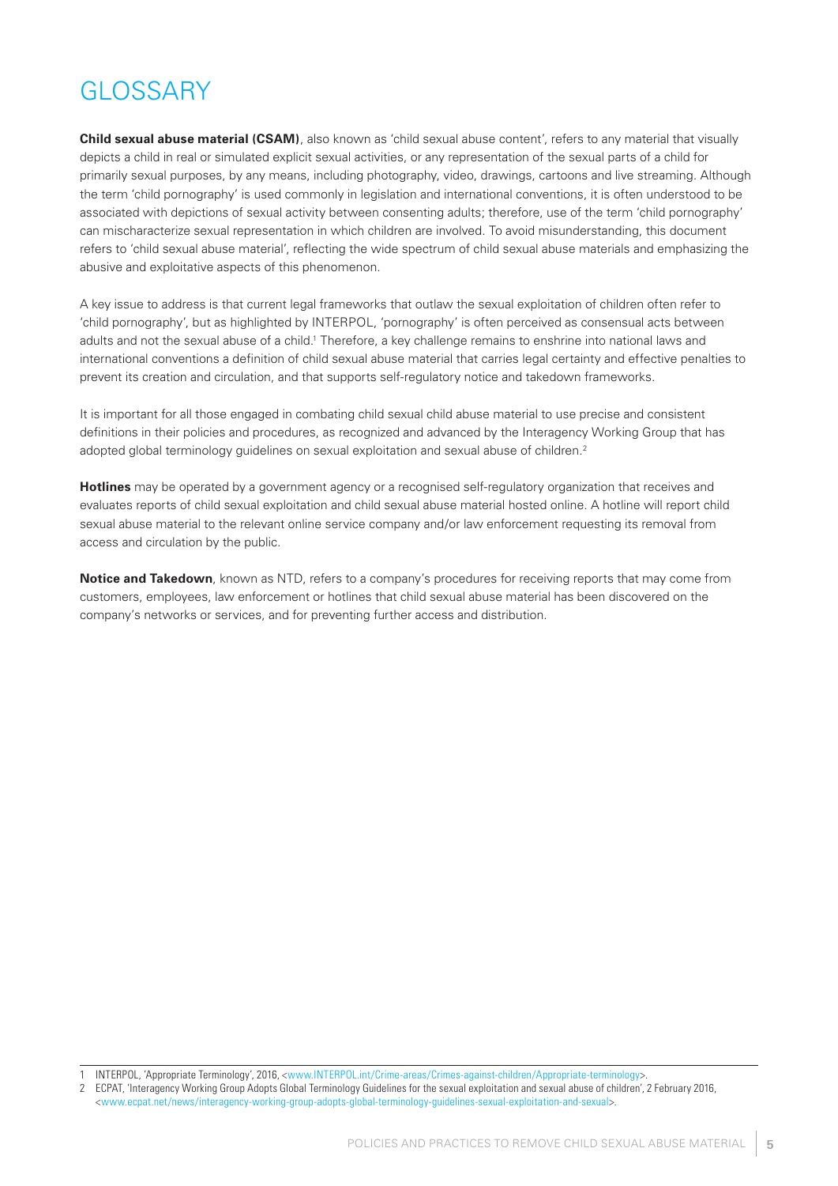# GLOSSARY

**Child sexual abuse material (CSAM)**, also known as 'child sexual abuse content', refers to any material that visually depicts a child in real or simulated explicit sexual activities, or any representation of the sexual parts of a child for primarily sexual purposes, by any means, including photography, video, drawings, cartoons and live streaming. Although the term 'child pornography' is used commonly in legislation and international conventions, it is often understood to be associated with depictions of sexual activity between consenting adults; therefore, use of the term 'child pornography' can mischaracterize sexual representation in which children are involved. To avoid misunderstanding, this document refers to 'child sexual abuse material', reflecting the wide spectrum of child sexual abuse materials and emphasizing the abusive and exploitative aspects of this phenomenon.

A key issue to address is that current legal frameworks that outlaw the sexual exploitation of children often refer to 'child pornography', but as highlighted by INTERPOL, 'pornography' is often perceived as consensual acts between adults and not the sexual abuse of a child.[1] Therefore, a key challenge remains to enshrine into national laws and international conventions a definition of child sexual abuse material that carries legal certainty and effective penalties to prevent its creation and circulation, and that supports self-regulatory notice and takedown frameworks.

It is important for all those engaged in combating child sexual child abuse material to use precise and consistent definitions in their policies and procedures, as recognized and advanced by the Interagency Working Group that has adopted global terminology guidelines on sexual exploitation and sexual abuse of children.[2]

**Hotlines** may be operated by a government agency or a recognised self-regulatory organization that receives and evaluates reports of child sexual exploitation and child sexual abuse material hosted online. A hotline will report child sexual abuse material to the relevant online service company and/or law enforcement requesting its removal from access and circulation by the public.

**Notice and Takedown**, known as NTD, refers to a company's procedures for receiving reports that may come from customers, employees, law enforcement or hotlines that child sexual abuse material has been discovered on the company's networks or services, and for preventing further access and distribution.

---

1 INTERPOL, 'Appropriate Terminology', 2016, <www.INTERPOL.int/Crime-areas/Crimes-against-children/Appropriate-terminology>.

2 ECPAT, 'Interagency Working Group Adopts Global Terminology Guidelines for the sexual exploitation and sexual abuse of children', 2 February 2016, <www.ecpat.net/news/interagency-working-group-adopts-global-terminology-guidelines-sexual-exploitation-and-sexual>.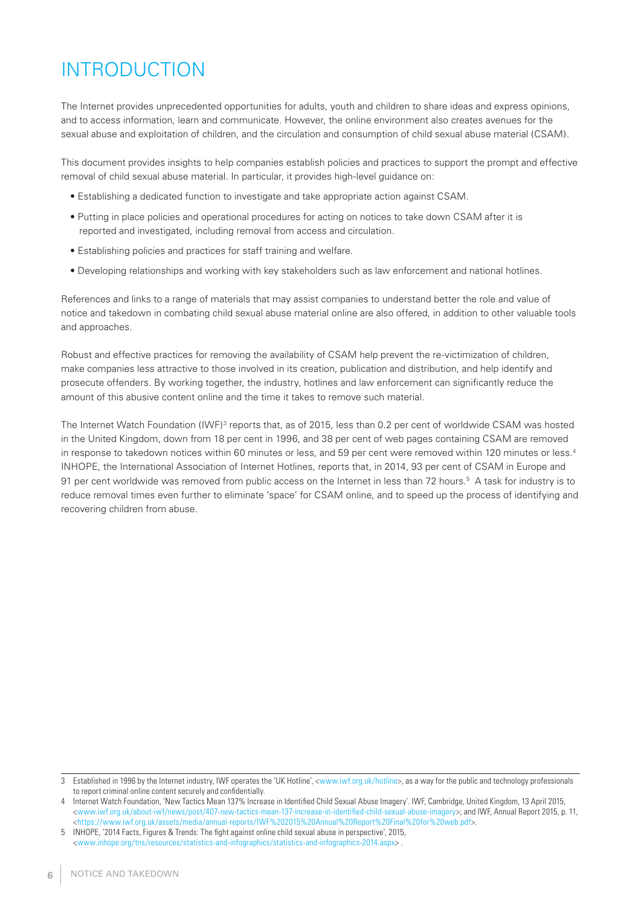# INTRODUCTION

The Internet provides unprecedented opportunities for adults, youth and children to share ideas and express opinions, and to access information, learn and communicate. However, the online environment also creates avenues for the sexual abuse and exploitation of children, and the circulation and consumption of child sexual abuse material (CSAM).

This document provides insights to help companies establish policies and practices to support the prompt and effective removal of child sexual abuse material. In particular, it provides high-level guidance on:

- Establishing a dedicated function to investigate and take appropriate action against CSAM.
- Putting in place policies and operational procedures for acting on notices to take down CSAM after it is reported and investigated, including removal from access and circulation.
- Establishing policies and practices for staff training and welfare.
- Developing relationships and working with key stakeholders such as law enforcement and national hotlines.

References and links to a range of materials that may assist companies to understand better the role and value of notice and takedown in combating child sexual abuse material online are also offered, in addition to other valuable tools and approaches.

Robust and effective practices for removing the availability of CSAM help prevent the re-victimization of children, make companies less attractive to those involved in its creation, publication and distribution, and help identify and prosecute offenders. By working together, the industry, hotlines and law enforcement can significantly reduce the amount of this abusive content online and the time it takes to remove such material.

The Internet Watch Foundation (IWF)[3] reports that, as of 2015, less than 0.2 per cent of worldwide CSAM was hosted in the United Kingdom, down from 18 per cent in 1996, and 38 per cent of web pages containing CSAM are removed in response to takedown notices within 60 minutes or less, and 59 per cent were removed within 120 minutes or less.[4] INHOPE, the International Association of Internet Hotlines, reports that, in 2014, 93 per cent of CSAM in Europe and 91 per cent worldwide was removed from public access on the Internet in less than 72 hours.[5] A task for industry is to reduce removal times even further to eliminate 'space' for CSAM online, and to speed up the process of identifying and recovering children from abuse.

---

3 Established in 1996 by the Internet industry, IWF operates the 'UK Hotline', <www.iwf.org.uk/hotline>, as a way for the public and technology professionals to report criminal online content securely and confidentially.

4 Internet Watch Foundation, 'New Tactics Mean 137% Increase in Identified Child Sexual Abuse Imagery'. IWF, Cambridge, United Kingdom, 13 April 2015, <www.iwf.org.uk/about-iwf/news/post/407-new-tactics-mean-137-increase-in-identified-child-sexual-abuse-imagery>; and IWF, Annual Report 2015, p. 11, <https://www.iwf.org.uk/assets/media/annual-reports/IWF%202015%20Annual%20Report%20Final%20for%20web.pdf>.

5 INHOPE, '2014 Facts, Figures & Trends: The fight against online child sexual abuse in perspective', 2015, <www.inhope.org/tns/resources/statistics-and-infographics/statistics-and-infographics-2014.aspx> .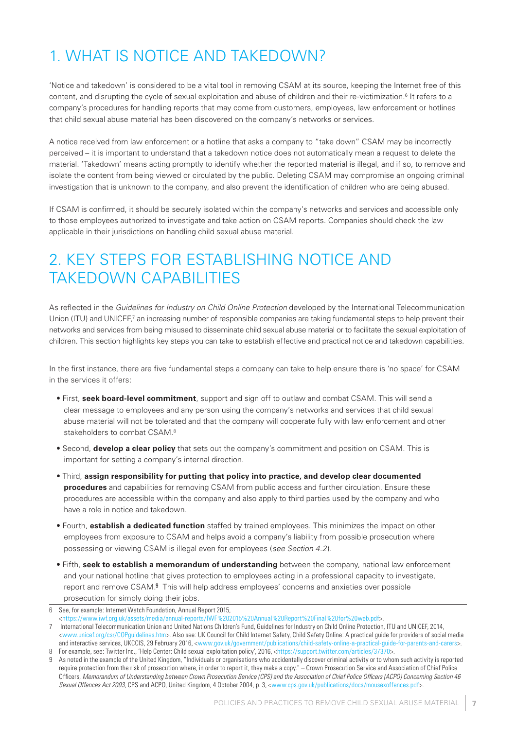## 1. WHAT IS NOTICE AND TAKEDOWN?

'Notice and takedown' is considered to be a vital tool in removing CSAM at its source, keeping the Internet free of this content, and disrupting the cycle of sexual exploitation and abuse of children and their re-victimization.[6] It refers to a company's procedures for handling reports that may come from customers, employees, law enforcement or hotlines that child sexual abuse material has been discovered on the company's networks or services.

A notice received from law enforcement or a hotline that asks a company to "take down" CSAM may be incorrectly perceived – it is important to understand that a takedown notice does not automatically mean a request to delete the material. 'Takedown' means acting promptly to identify whether the reported material is illegal, and if so, to remove and isolate the content from being viewed or circulated by the public. Deleting CSAM may compromise an ongoing criminal investigation that is unknown to the company, and also prevent the identification of children who are being abused.

If CSAM is confirmed, it should be securely isolated within the company's networks and services and accessible only to those employees authorized to investigate and take action on CSAM reports. Companies should check the law applicable in their jurisdictions on handling child sexual abuse material.

## 2. KEY STEPS FOR ESTABLISHING NOTICE AND TAKEDOWN CAPABILITIES

As reflected in the *Guidelines for Industry on Child Online Protection* developed by the International Telecommunication Union (ITU) and UNICEF,[7] an increasing number of responsible companies are taking fundamental steps to help prevent their networks and services from being misused to disseminate child sexual abuse material or to facilitate the sexual exploitation of children. This section highlights key steps you can take to establish effective and practical notice and takedown capabilities.

In the first instance, there are five fundamental steps a company can take to help ensure there is 'no space' for CSAM in the services it offers:

- First, **seek board-level commitment**, support and sign off to outlaw and combat CSAM. This will send a clear message to employees and any person using the company's networks and services that child sexual abuse material will not be tolerated and that the company will cooperate fully with law enforcement and other stakeholders to combat CSAM.[8]
- Second, **develop a clear policy** that sets out the company's commitment and position on CSAM. This is important for setting a company's internal direction.
- Third, **assign responsibility for putting that policy into practice, and develop clear documented procedures** and capabilities for removing CSAM from public access and further circulation. Ensure these procedures are accessible within the company and also apply to third parties used by the company and who have a role in notice and takedown.
- Fourth, **establish a dedicated function** staffed by trained employees. This minimizes the impact on other employees from exposure to CSAM and helps avoid a company's liability from possible prosecution where possessing or viewing CSAM is illegal even for employees (*see Section 4.2*).
- Fifth, **seek to establish a memorandum of understanding** between the company, national law enforcement and your national hotline that gives protection to employees acting in a professional capacity to investigate, report and remove CSAM.[9] This will help address employees' concerns and anxieties over possible prosecution for simply doing their jobs.

---

6 See, for example: Internet Watch Foundation, Annual Report 2015, <https://www.iwf.org.uk/assets/media/annual-reports/IWF%202015%20Annual%20Report%20Final%20for%20web.pdf>.

7 International Telecommunication Union and United Nations Children's Fund, Guidelines for Industry on Child Online Protection, ITU and UNICEF, 2014, <www.unicef.org/csr/COPguidelines.htm>. Also see: UK Council for Child Internet Safety, Child Safety Online: A practical guide for providers of social media and interactive services, UKCCIS, 29 February 2016, <www.gov.uk/government/publications/child-safety-online-a-practical-guide-for-parents-and-carers>.

8 For example, see: Twitter Inc., 'Help Center: Child sexual exploitation policy', 2016, <https://support.twitter.com/articles/37370>.

9 As noted in the example of the United Kingdom, "Individuals or organisations who accidentally discover criminal activity or to whom such activity is reported require protection from the risk of prosecution where, in order to report it, they make a copy." – Crown Prosecution Service and Association of Chief Police Officers, *Memorandum of Understanding between Crown Prosecution Service (CPS) and the Association of Chief Police Officers (ACPO) Concerning Section 46 Sexual Offences Act 2003*, CPS and ACPO, United Kingdom, 4 October 2004, p. 3, <www.cps.gov.uk/publications/docs/mousexoffences.pdf>.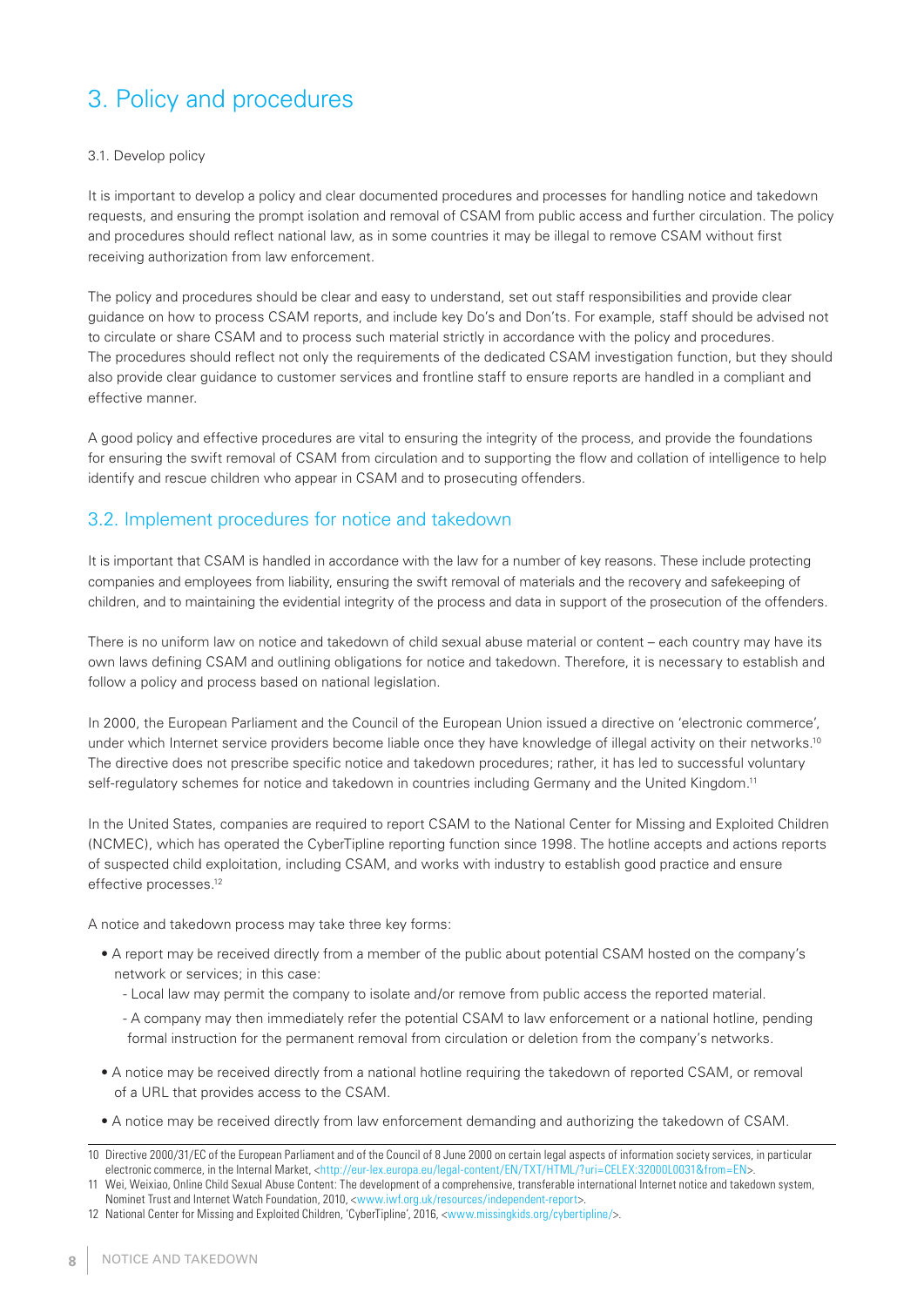# 3. Policy and procedures

3.1. Develop policy

It is important to develop a policy and clear documented procedures and processes for handling notice and takedown requests, and ensuring the prompt isolation and removal of CSAM from public access and further circulation. The policy and procedures should reflect national law, as in some countries it may be illegal to remove CSAM without first receiving authorization from law enforcement.

The policy and procedures should be clear and easy to understand, set out staff responsibilities and provide clear guidance on how to process CSAM reports, and include key Do's and Don'ts. For example, staff should be advised not to circulate or share CSAM and to process such material strictly in accordance with the policy and procedures. The procedures should reflect not only the requirements of the dedicated CSAM investigation function, but they should also provide clear guidance to customer services and frontline staff to ensure reports are handled in a compliant and effective manner.

A good policy and effective procedures are vital to ensuring the integrity of the process, and provide the foundations for ensuring the swift removal of CSAM from circulation and to supporting the flow and collation of intelligence to help identify and rescue children who appear in CSAM and to prosecuting offenders.

## 3.2. Implement procedures for notice and takedown

It is important that CSAM is handled in accordance with the law for a number of key reasons. These include protecting companies and employees from liability, ensuring the swift removal of materials and the recovery and safekeeping of children, and to maintaining the evidential integrity of the process and data in support of the prosecution of the offenders.

There is no uniform law on notice and takedown of child sexual abuse material or content – each country may have its own laws defining CSAM and outlining obligations for notice and takedown. Therefore, it is necessary to establish and follow a policy and process based on national legislation.

In 2000, the European Parliament and the Council of the European Union issued a directive on 'electronic commerce', under which Internet service providers become liable once they have knowledge of illegal activity on their networks.[10] The directive does not prescribe specific notice and takedown procedures; rather, it has led to successful voluntary self-regulatory schemes for notice and takedown in countries including Germany and the United Kingdom.[11]

In the United States, companies are required to report CSAM to the National Center for Missing and Exploited Children (NCMEC), which has operated the CyberTipline reporting function since 1998. The hotline accepts and actions reports of suspected child exploitation, including CSAM, and works with industry to establish good practice and ensure effective processes.[12]

A notice and takedown process may take three key forms:

- A report may be received directly from a member of the public about potential CSAM hosted on the company's network or services; in this case:
  - Local law may permit the company to isolate and/or remove from public access the reported material.
  - A company may then immediately refer the potential CSAM to law enforcement or a national hotline, pending formal instruction for the permanent removal from circulation or deletion from the company's networks.
- A notice may be received directly from a national hotline requiring the takedown of reported CSAM, or removal of a URL that provides access to the CSAM.
- A notice may be received directly from law enforcement demanding and authorizing the takedown of CSAM.

---

10 Directive 2000/31/EC of the European Parliament and of the Council of 8 June 2000 on certain legal aspects of information society services, in particular electronic commerce, in the Internal Market, <http://eur-lex.europa.eu/legal-content/EN/TXT/HTML/?uri=CELEX:32000L0031&from=EN>.

11 Wei, Weixiao, Online Child Sexual Abuse Content: The development of a comprehensive, transferable international Internet notice and takedown system, Nominet Trust and Internet Watch Foundation, 2010, <www.iwf.org.uk/resources/independent-report>.

12 National Center for Missing and Exploited Children, 'CyberTipline', 2016, <www.missingkids.org/cybertipline/>.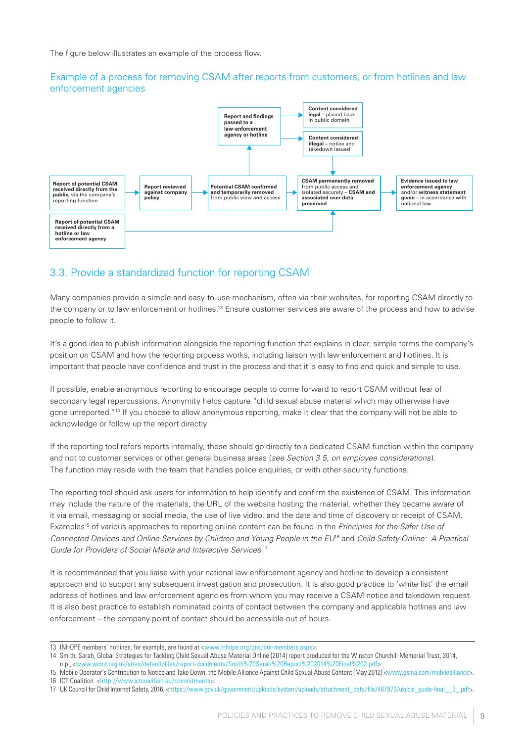The figure below illustrates an example of the process flow.

### Example of a process for removing CSAM after reports from customers, or from hotlines and law enforcement agencies

**Report of potential CSAM received directly from the public**, via the company's reporting function

**Report reviewed against company policy**

**Potential CSAM confirmed and temporarily removed** from public view and access

**Report and findings passed to a law-enforcement agency or hotline**

**Content considered legal** – placed back in public domain

**Content considered illegal** – notice and takedown issued

**CSAM permanently removed** from public access and isolated securely – **CSAM and associated user data preserved**

**Evidence issued to law enforcement agency** and/or **witness statement given** – in accordance with national law

**Report of potential CSAM received directly from a hotline or law enforcement agency**

## 3.3. Provide a standardized function for reporting CSAM

Many companies provide a simple and easy-to-use mechanism, often via their websites, for reporting CSAM directly to the company or to law enforcement or hotlines.[13] Ensure customer services are aware of the process and how to advise people to follow it.

It's a good idea to publish information alongside the reporting function that explains in clear, simple terms the company's position on CSAM and how the reporting process works, including liaison with law enforcement and hotlines. It is important that people have confidence and trust in the process and that it is easy to find and quick and simple to use.

If possible, enable anonymous reporting to encourage people to come forward to report CSAM without fear of secondary legal repercussions. Anonymity helps capture "child sexual abuse material which may otherwise have gone unreported."[14] If you choose to allow anonymous reporting, make it clear that the company will not be able to acknowledge or follow up the report directly

If the reporting tool refers reports internally, these should go directly to a dedicated CSAM function within the company and not to customer services or other general business areas (*see Section 3.5, on employee considerations*). The function may reside with the team that handles police enquiries, or with other security functions.

The reporting tool should ask users for information to help identify and confirm the existence of CSAM. This information may include the nature of the materials, the URL of the website hosting the material, whether they became aware of it via email, messaging or social media, the use of live video, and the date and time of discovery or receipt of CSAM. Examples[15] of various approaches to reporting online content can be found in the *Principles for the Safer Use of Connected Devices and Online Services by Children and Young People in the EU*[16] and *Child Safety Online: A Practical Guide for Providers of Social Media and Interactive Services*.[17]

It is recommended that you liaise with your national law enforcement agency and hotline to develop a consistent approach and to support any subsequent investigation and prosecution. It is also good practice to 'white list' the email address of hotlines and law enforcement agencies from whom you may receive a CSAM notice and takedown request. It is also best practice to establish nominated points of contact between the company and applicable hotlines and law enforcement – the company point of contact should be accessible out of hours.

---

13 INHOPE members' hotlines, for example, are found at <www.inhope.org/gns/our-members.aspx>.

14 Smith, Sarah, Global Strategies for Tackling Child Sexual Abuse Material Online (2014) report produced for the Winston Churchill Memorial Trust, 2014, n.p., <www.wcmt.org.uk/sites/default/files/report-documents/Smith%20Sarah%20Report%202014%20Final%202.pdf>.

15 Mobile Operator's Contribution to Notice and Take Down, the Mobile Alliance Against Child Sexual Abuse Content (May 2012) <www.gsma.com/mobilealliance>.

16 ICT Coalition. <http://www.ictcoalition.eu/commitments>.

17 UK Council for Child Internet Safety, 2016, <https://www.gov.uk/government/uploads/system/uploads/attachment_data/file/487973/ukccis_guide-final__3_.pdf>.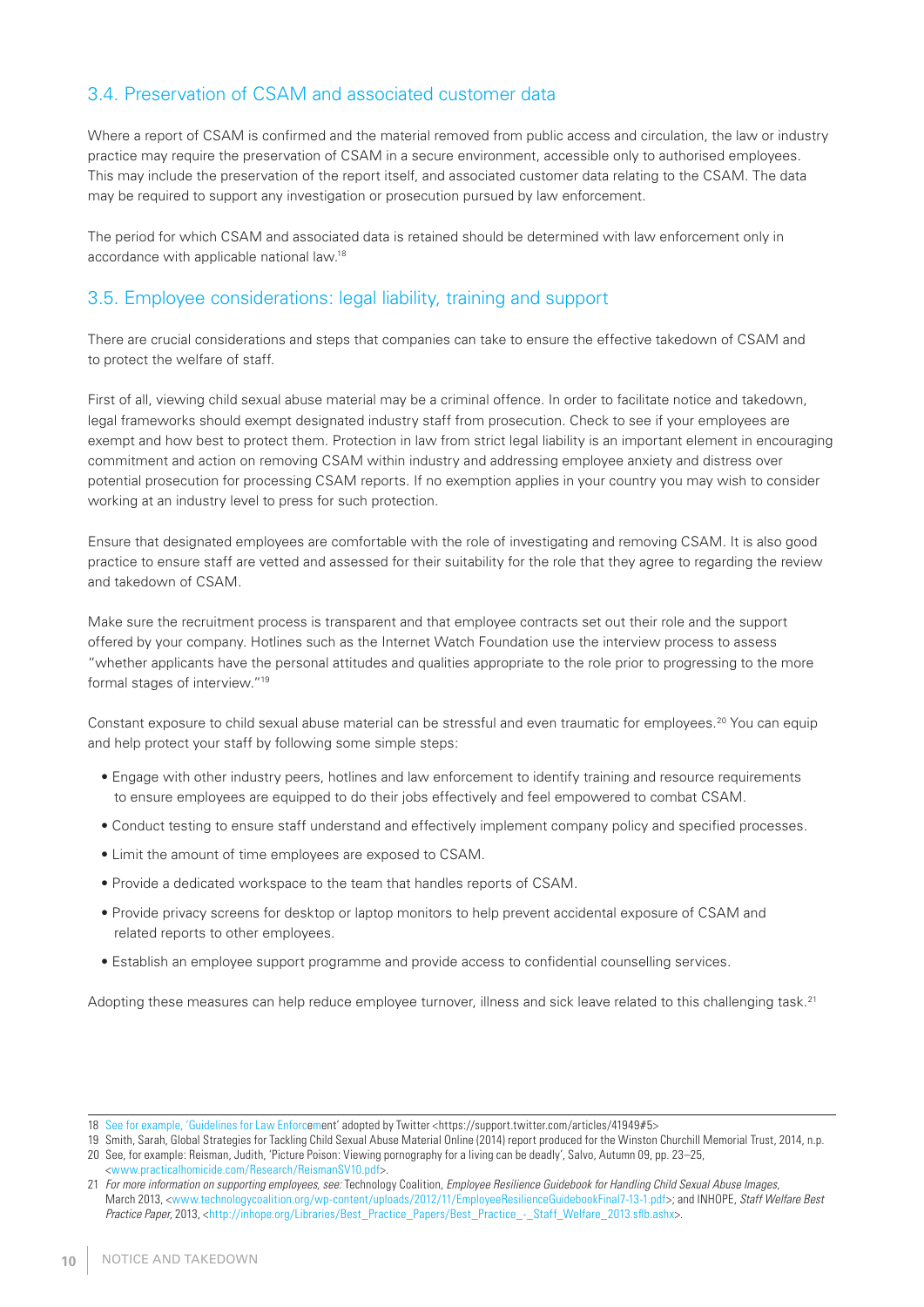## 3.4. Preservation of CSAM and associated customer data

Where a report of CSAM is confirmed and the material removed from public access and circulation, the law or industry practice may require the preservation of CSAM in a secure environment, accessible only to authorised employees. This may include the preservation of the report itself, and associated customer data relating to the CSAM. The data may be required to support any investigation or prosecution pursued by law enforcement.

The period for which CSAM and associated data is retained should be determined with law enforcement only in accordance with applicable national law.[18]

## 3.5. Employee considerations: legal liability, training and support

There are crucial considerations and steps that companies can take to ensure the effective takedown of CSAM and to protect the welfare of staff.

First of all, viewing child sexual abuse material may be a criminal offence. In order to facilitate notice and takedown, legal frameworks should exempt designated industry staff from prosecution. Check to see if your employees are exempt and how best to protect them. Protection in law from strict legal liability is an important element in encouraging commitment and action on removing CSAM within industry and addressing employee anxiety and distress over potential prosecution for processing CSAM reports. If no exemption applies in your country you may wish to consider working at an industry level to press for such protection.

Ensure that designated employees are comfortable with the role of investigating and removing CSAM. It is also good practice to ensure staff are vetted and assessed for their suitability for the role that they agree to regarding the review and takedown of CSAM.

Make sure the recruitment process is transparent and that employee contracts set out their role and the support offered by your company. Hotlines such as the Internet Watch Foundation use the interview process to assess "whether applicants have the personal attitudes and qualities appropriate to the role prior to progressing to the more formal stages of interview."[19]

Constant exposure to child sexual abuse material can be stressful and even traumatic for employees.[20] You can equip and help protect your staff by following some simple steps:

- Engage with other industry peers, hotlines and law enforcement to identify training and resource requirements to ensure employees are equipped to do their jobs effectively and feel empowered to combat CSAM.
- Conduct testing to ensure staff understand and effectively implement company policy and specified processes.
- Limit the amount of time employees are exposed to CSAM.
- Provide a dedicated workspace to the team that handles reports of CSAM.
- Provide privacy screens for desktop or laptop monitors to help prevent accidental exposure of CSAM and related reports to other employees.
- Establish an employee support programme and provide access to confidential counselling services.

Adopting these measures can help reduce employee turnover, illness and sick leave related to this challenging task.[21]

---

18 See for example, 'Guidelines for Law Enforcement' adopted by Twitter <https://support.twitter.com/articles/41949#5>

19 Smith, Sarah, Global Strategies for Tackling Child Sexual Abuse Material Online (2014) report produced for the Winston Churchill Memorial Trust, 2014, n.p.

20 See, for example: Reisman, Judith, 'Picture Poison: Viewing pornography for a living can be deadly', Salvo, Autumn 09, pp. 23–25, <www.practicalhomicide.com/Research/ReismanSV10.pdf>.

21 *For more information on supporting employees, see:* Technology Coalition, *Employee Resilience Guidebook for Handling Child Sexual Abuse Images*, March 2013, <www.technologycoalition.org/wp-content/uploads/2012/11/EmployeeResilienceGuidebookFinal7-13-1.pdf>; and INHOPE, *Staff Welfare Best Practice Paper*, 2013, <http://inhope.org/Libraries/Best_Practice_Papers/Best_Practice_-_Staff_Welfare_2013.sflb.ashx>.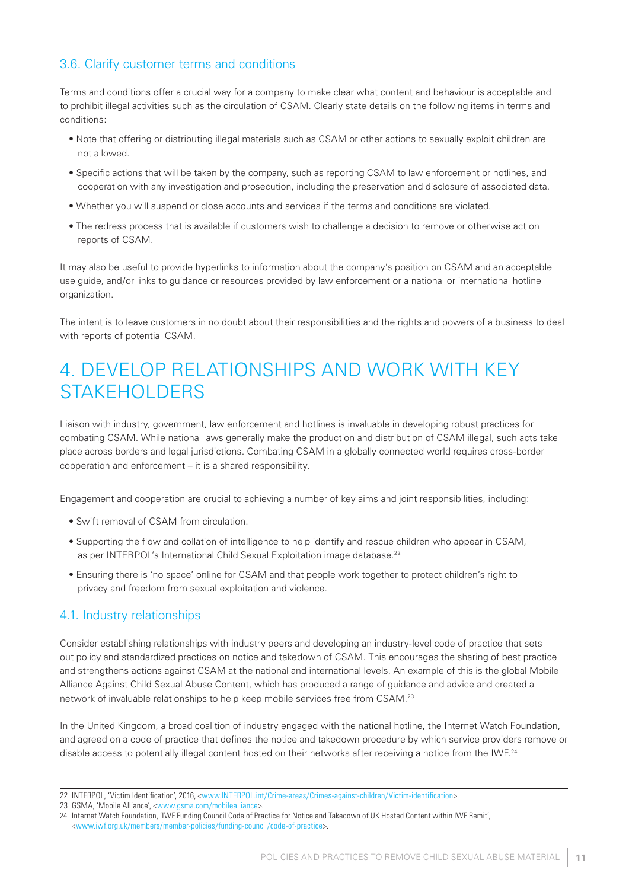### 3.6. Clarify customer terms and conditions

Terms and conditions offer a crucial way for a company to make clear what content and behaviour is acceptable and to prohibit illegal activities such as the circulation of CSAM. Clearly state details on the following items in terms and conditions:

- Note that offering or distributing illegal materials such as CSAM or other actions to sexually exploit children are not allowed.
- Specific actions that will be taken by the company, such as reporting CSAM to law enforcement or hotlines, and cooperation with any investigation and prosecution, including the preservation and disclosure of associated data.
- Whether you will suspend or close accounts and services if the terms and conditions are violated.
- The redress process that is available if customers wish to challenge a decision to remove or otherwise act on reports of CSAM.

It may also be useful to provide hyperlinks to information about the company's position on CSAM and an acceptable use guide, and/or links to guidance or resources provided by law enforcement or a national or international hotline organization.

The intent is to leave customers in no doubt about their responsibilities and the rights and powers of a business to deal with reports of potential CSAM.

# 4. DEVELOP RELATIONSHIPS AND WORK WITH KEY STAKEHOLDERS

Liaison with industry, government, law enforcement and hotlines is invaluable in developing robust practices for combating CSAM. While national laws generally make the production and distribution of CSAM illegal, such acts take place across borders and legal jurisdictions. Combating CSAM in a globally connected world requires cross-border cooperation and enforcement – it is a shared responsibility.

Engagement and cooperation are crucial to achieving a number of key aims and joint responsibilities, including:

- Swift removal of CSAM from circulation.
- Supporting the flow and collation of intelligence to help identify and rescue children who appear in CSAM, as per INTERPOL's International Child Sexual Exploitation image database.[22]
- Ensuring there is 'no space' online for CSAM and that people work together to protect children's right to privacy and freedom from sexual exploitation and violence.

### 4.1. Industry relationships

Consider establishing relationships with industry peers and developing an industry-level code of practice that sets out policy and standardized practices on notice and takedown of CSAM. This encourages the sharing of best practice and strengthens actions against CSAM at the national and international levels. An example of this is the global Mobile Alliance Against Child Sexual Abuse Content, which has produced a range of guidance and advice and created a network of invaluable relationships to help keep mobile services free from CSAM.[23]

In the United Kingdom, a broad coalition of industry engaged with the national hotline, the Internet Watch Foundation, and agreed on a code of practice that defines the notice and takedown procedure by which service providers remove or disable access to potentially illegal content hosted on their networks after receiving a notice from the IWF.[24]

---

22 INTERPOL, 'Victim Identification', 2016, <www.INTERPOL.int/Crime-areas/Crimes-against-children/Victim-identification>.

23 GSMA, 'Mobile Alliance', <www.gsma.com/mobilealliance>.

24 Internet Watch Foundation, 'IWF Funding Council Code of Practice for Notice and Takedown of UK Hosted Content within IWF Remit', <www.iwf.org.uk/members/member-policies/funding-council/code-of-practice>.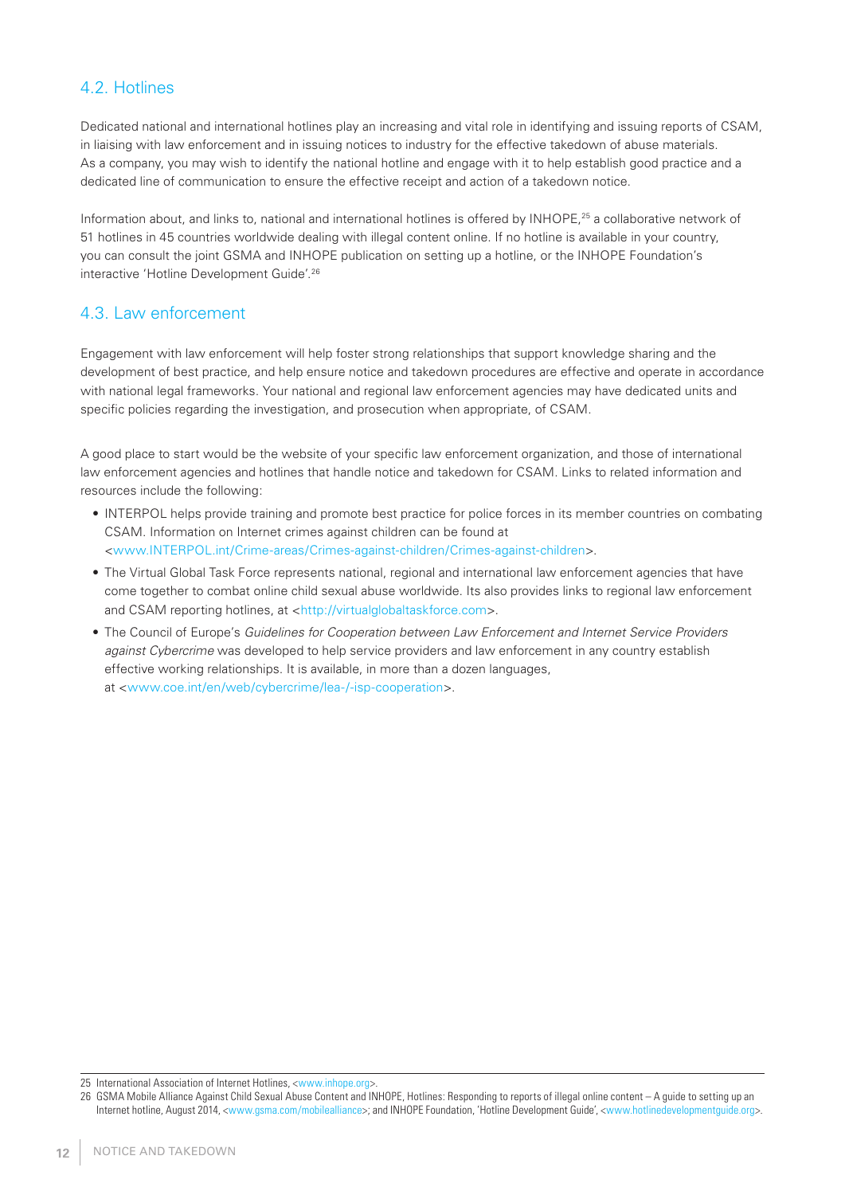## 4.2. Hotlines

Dedicated national and international hotlines play an increasing and vital role in identifying and issuing reports of CSAM, in liaising with law enforcement and in issuing notices to industry for the effective takedown of abuse materials. As a company, you may wish to identify the national hotline and engage with it to help establish good practice and a dedicated line of communication to ensure the effective receipt and action of a takedown notice.

Information about, and links to, national and international hotlines is offered by INHOPE,[25] a collaborative network of 51 hotlines in 45 countries worldwide dealing with illegal content online. If no hotline is available in your country, you can consult the joint GSMA and INHOPE publication on setting up a hotline, or the INHOPE Foundation's interactive 'Hotline Development Guide'.[26]

## 4.3. Law enforcement

Engagement with law enforcement will help foster strong relationships that support knowledge sharing and the development of best practice, and help ensure notice and takedown procedures are effective and operate in accordance with national legal frameworks. Your national and regional law enforcement agencies may have dedicated units and specific policies regarding the investigation, and prosecution when appropriate, of CSAM.

A good place to start would be the website of your specific law enforcement organization, and those of international law enforcement agencies and hotlines that handle notice and takedown for CSAM. Links to related information and resources include the following:

- INTERPOL helps provide training and promote best practice for police forces in its member countries on combating CSAM. Information on Internet crimes against children can be found at <www.INTERPOL.int/Crime-areas/Crimes-against-children/Crimes-against-children>.
- The Virtual Global Task Force represents national, regional and international law enforcement agencies that have come together to combat online child sexual abuse worldwide. Its also provides links to regional law enforcement and CSAM reporting hotlines, at <http://virtualglobaltaskforce.com>.
- The Council of Europe's *Guidelines for Cooperation between Law Enforcement and Internet Service Providers against Cybercrime* was developed to help service providers and law enforcement in any country establish effective working relationships. It is available, in more than a dozen languages, at <www.coe.int/en/web/cybercrime/lea-/-isp-cooperation>.

---

25 International Association of Internet Hotlines, <www.inhope.org>.

26 GSMA Mobile Alliance Against Child Sexual Abuse Content and INHOPE, Hotlines: Responding to reports of illegal online content – A guide to setting up an Internet hotline, August 2014, <www.gsma.com/mobilealliance>; and INHOPE Foundation, 'Hotline Development Guide', <www.hotlinedevelopmentguide.org>.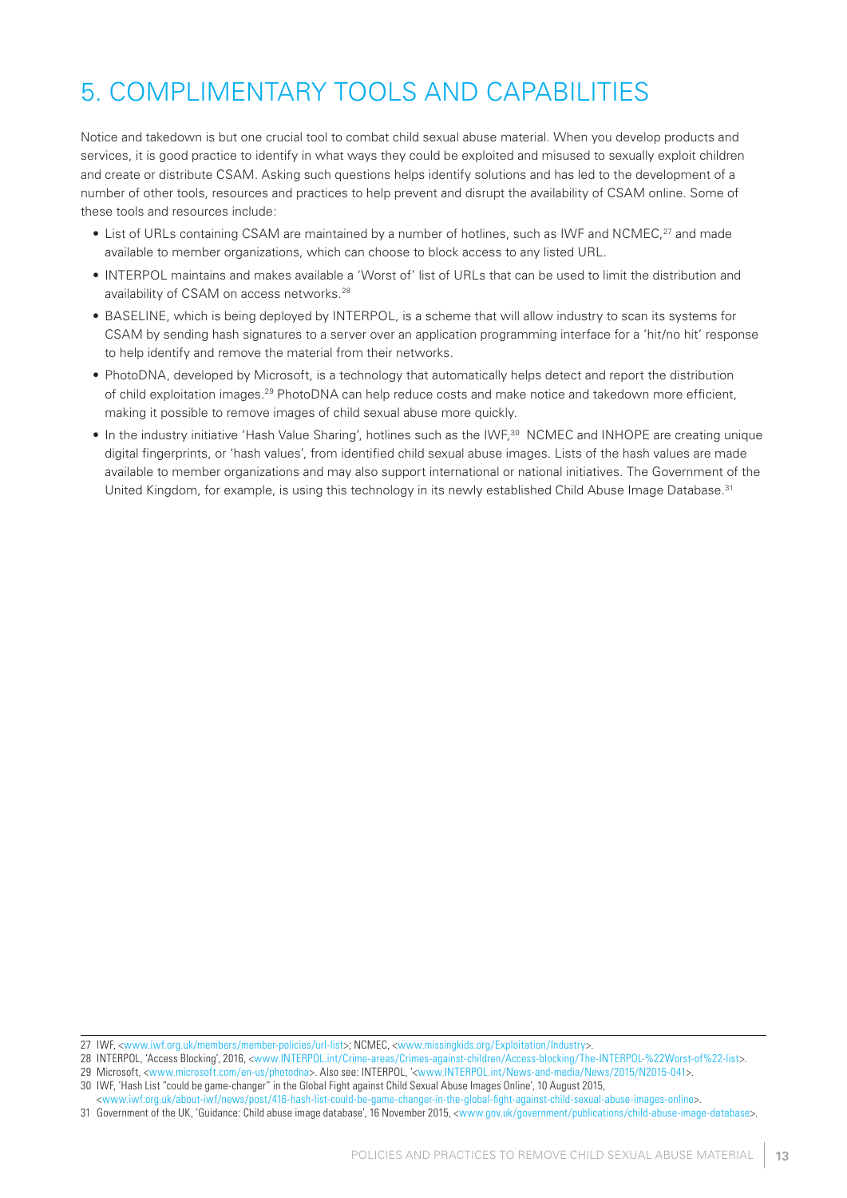# 5. COMPLIMENTARY TOOLS AND CAPABILITIES

Notice and takedown is but one crucial tool to combat child sexual abuse material. When you develop products and services, it is good practice to identify in what ways they could be exploited and misused to sexually exploit children and create or distribute CSAM. Asking such questions helps identify solutions and has led to the development of a number of other tools, resources and practices to help prevent and disrupt the availability of CSAM online. Some of these tools and resources include:

- List of URLs containing CSAM are maintained by a number of hotlines, such as IWF and NCMEC,[27] and made available to member organizations, which can choose to block access to any listed URL.
- INTERPOL maintains and makes available a 'Worst of' list of URLs that can be used to limit the distribution and availability of CSAM on access networks.[28]
- BASELINE, which is being deployed by INTERPOL, is a scheme that will allow industry to scan its systems for CSAM by sending hash signatures to a server over an application programming interface for a 'hit/no hit' response to help identify and remove the material from their networks.
- PhotoDNA, developed by Microsoft, is a technology that automatically helps detect and report the distribution of child exploitation images.[29] PhotoDNA can help reduce costs and make notice and takedown more efficient, making it possible to remove images of child sexual abuse more quickly.
- In the industry initiative 'Hash Value Sharing', hotlines such as the IWF,[30] NCMEC and INHOPE are creating unique digital fingerprints, or 'hash values', from identified child sexual abuse images. Lists of the hash values are made available to member organizations and may also support international or national initiatives. The Government of the United Kingdom, for example, is using this technology in its newly established Child Abuse Image Database.[31]

---

27 IWF, <www.iwf.org.uk/members/member-policies/url-list>; NCMEC, <www.missingkids.org/Exploitation/Industry>.

28 INTERPOL, 'Access Blocking', 2016, <www.INTERPOL.int/Crime-areas/Crimes-against-children/Access-blocking/The-INTERPOL-%22Worst-of%22-list>.

29 Microsoft, <www.microsoft.com/en-us/photodna>. Also see: INTERPOL, '<www.INTERPOL.int/News-and-media/News/2015/N2015-041>.

30 IWF, 'Hash List "could be game-changer" in the Global Fight against Child Sexual Abuse Images Online', 10 August 2015, <www.iwf.org.uk/about-iwf/news/post/416-hash-list-could-be-game-changer-in-the-global-fight-against-child-sexual-abuse-images-online>.

31 Government of the UK, 'Guidance: Child abuse image database', 16 November 2015, <www.gov.uk/government/publications/child-abuse-image-database>.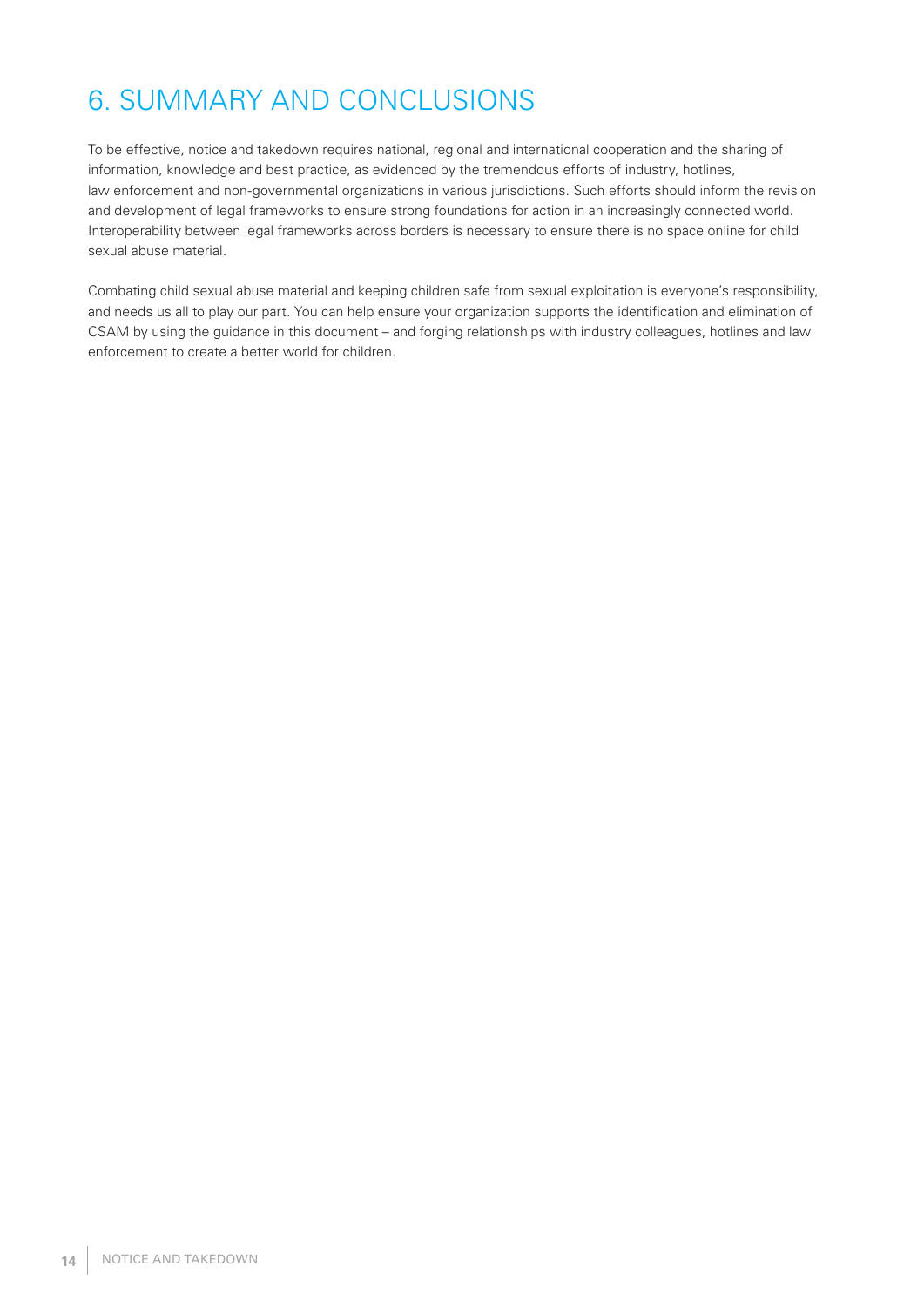# 6. SUMMARY AND CONCLUSIONS

To be effective, notice and takedown requires national, regional and international cooperation and the sharing of information, knowledge and best practice, as evidenced by the tremendous efforts of industry, hotlines, law enforcement and non-governmental organizations in various jurisdictions. Such efforts should inform the revision and development of legal frameworks to ensure strong foundations for action in an increasingly connected world. Interoperability between legal frameworks across borders is necessary to ensure there is no space online for child sexual abuse material.

Combating child sexual abuse material and keeping children safe from sexual exploitation is everyone's responsibility, and needs us all to play our part. You can help ensure your organization supports the identification and elimination of CSAM by using the guidance in this document – and forging relationships with industry colleagues, hotlines and law enforcement to create a better world for children.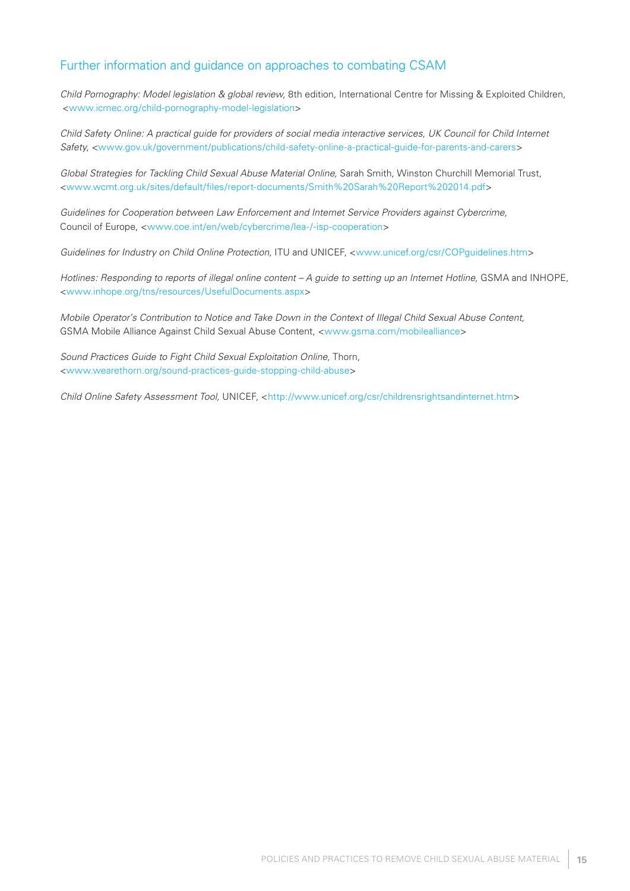## Further information and guidance on approaches to combating CSAM

*Child Pornography: Model legislation & global review,* 8th edition, International Centre for Missing & Exploited Children, <www.icmec.org/child-pornography-model-legislation>

*Child Safety Online: A practical guide for providers of social media interactive services, UK Council for Child Internet Safety,* <www.gov.uk/government/publications/child-safety-online-a-practical-guide-for-parents-and-carers>

*Global Strategies for Tackling Child Sexual Abuse Material Online,* Sarah Smith, Winston Churchill Memorial Trust, <www.wcmt.org.uk/sites/default/files/report-documents/Smith%20Sarah%20Report%202014.pdf>

*Guidelines for Cooperation between Law Enforcement and Internet Service Providers against Cybercrime,* Council of Europe, <www.coe.int/en/web/cybercrime/lea-/-isp-cooperation>

*Guidelines for Industry on Child Online Protection,* ITU and UNICEF, <www.unicef.org/csr/COPguidelines.htm>

*Hotlines: Responding to reports of illegal online content – A guide to setting up an Internet Hotline,* GSMA and INHOPE, <www.inhope.org/tns/resources/UsefulDocuments.aspx>

*Mobile Operator's Contribution to Notice and Take Down in the Context of Illegal Child Sexual Abuse Content,* GSMA Mobile Alliance Against Child Sexual Abuse Content, <www.gsma.com/mobilealliance>

*Sound Practices Guide to Fight Child Sexual Exploitation Online,* Thorn, <www.wearethorn.org/sound-practices-guide-stopping-child-abuse>

*Child Online Safety Assessment Tool,* UNICEF, <http://www.unicef.org/csr/childrensrightsandinternet.htm>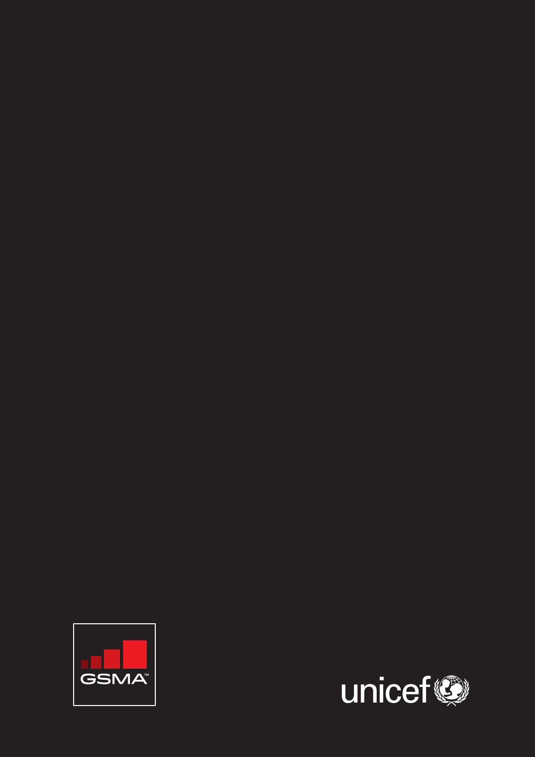GSMA™

unicef